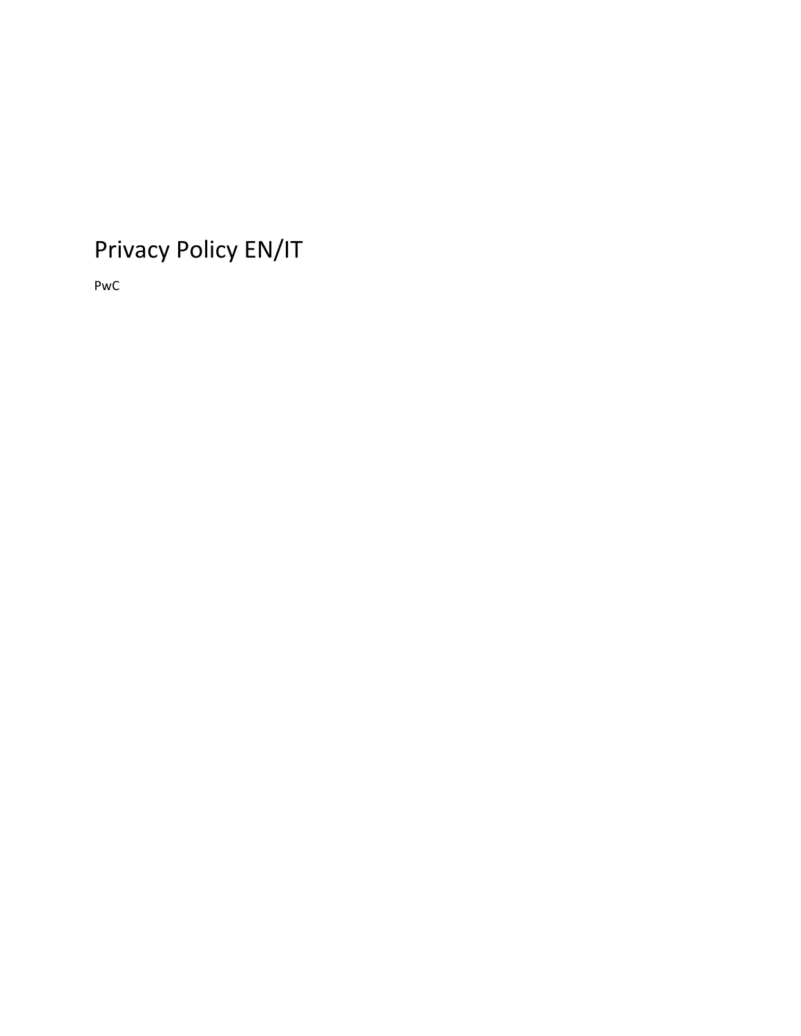# Privacy Policy EN/IT

PwC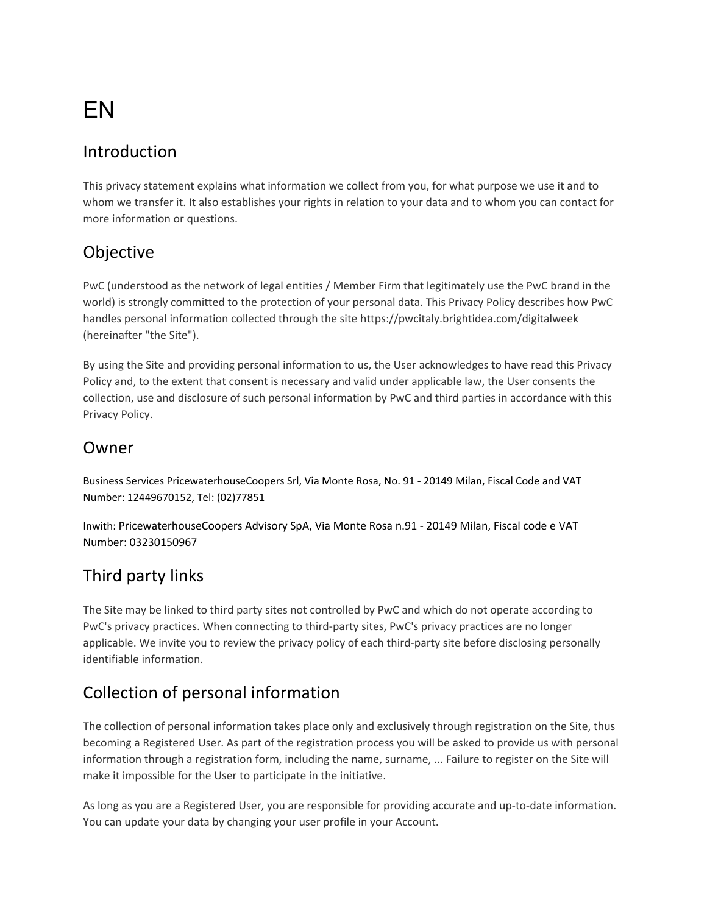# EN

## Introduction

This privacy statement explains what information we collect from you, for what purpose we use it and to whom we transfer it. It also establishes your rights in relation to your data and to whom you can contact for more information or questions.

## Objective

PwC (understood as the network of legal entities / Member Firm that legitimately use the PwC brand in the world) is strongly committed to the protection of your personal data. This Privacy Policy describes how PwC handles personal information collected through the site https://pwcitaly.brightidea.com/digitalweek (hereinafter "the Site").

By using the Site and providing personal information to us, the User acknowledges to have read this Privacy Policy and, to the extent that consent is necessary and valid under applicable law, the User consents the collection, use and disclosure of such personal information by PwC and third parties in accordance with this Privacy Policy.

## Owner

Business Services PricewaterhouseCoopers Srl, Via Monte Rosa, No. 91 - 20149 Milan, Fiscal Code and VAT Number: 12449670152, Tel: (02)77851

Inwith: PricewaterhouseCoopers Advisory SpA, Via Monte Rosa n.91 - 20149 Milan, Fiscal code e VAT Number: 03230150967

## Third party links

The Site may be linked to third party sites not controlled by PwC and which do not operate according to PwC's privacy practices. When connecting to third-party sites, PwC's privacy practices are no longer applicable. We invite you to review the privacy policy of each third-party site before disclosing personally identifiable information.

## Collection of personal information

The collection of personal information takes place only and exclusively through registration on the Site, thus becoming a Registered User. As part of the registration process you will be asked to provide us with personal information through a registration form, including the name, surname, ... Failure to register on the Site will make it impossible for the User to participate in the initiative.

As long as you are a Registered User, you are responsible for providing accurate and up-to-date information. You can update your data by changing your user profile in your Account.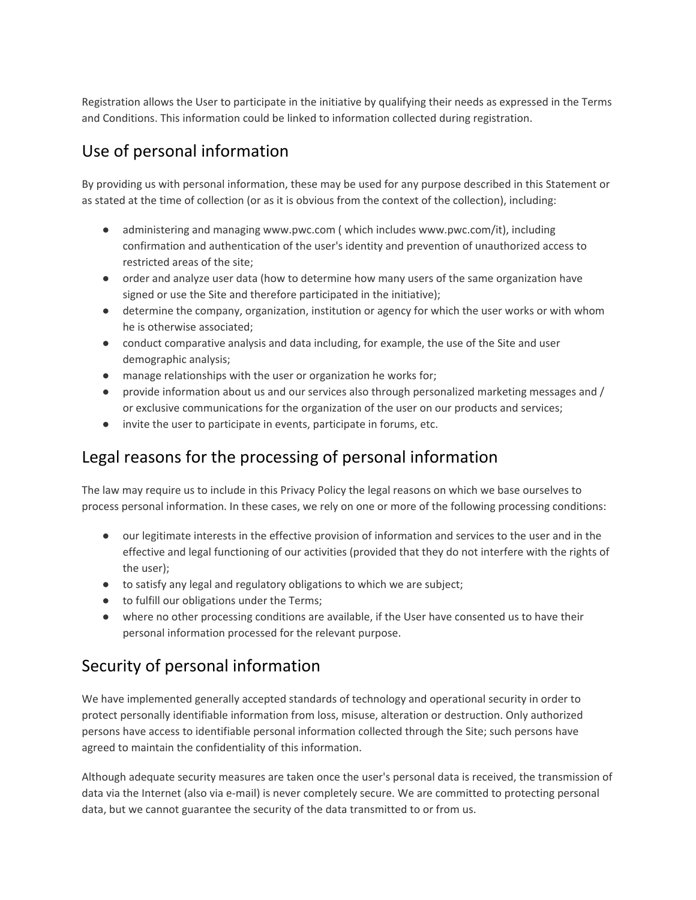Registration allows the User to participate in the initiative by qualifying their needs as expressed in the Terms and Conditions. This information could be linked to information collected during registration.

## Use of personal information

By providing us with personal information, these may be used for any purpose described in this Statement or as stated at the time of collection (or as it is obvious from the context of the collection), including:

- administering and managing www.pwc.com ( which includes www.pwc.com/it), including confirmation and authentication of the user's identity and prevention of unauthorized access to restricted areas of the site;
- order and analyze user data (how to determine how many users of the same organization have signed or use the Site and therefore participated in the initiative);
- determine the company, organization, institution or agency for which the user works or with whom he is otherwise associated;
- conduct comparative analysis and data including, for example, the use of the Site and user demographic analysis;
- manage relationships with the user or organization he works for;
- provide information about us and our services also through personalized marketing messages and / or exclusive communications for the organization of the user on our products and services;
- invite the user to participate in events, participate in forums, etc.

## Legal reasons for the processing of personal information

The law may require us to include in this Privacy Policy the legal reasons on which we base ourselves to process personal information. In these cases, we rely on one or more of the following processing conditions:

- our legitimate interests in the effective provision of information and services to the user and in the effective and legal functioning of our activities (provided that they do not interfere with the rights of the user);
- to satisfy any legal and regulatory obligations to which we are subject;
- to fulfill our obligations under the Terms;
- where no other processing conditions are available, if the User have consented us to have their personal information processed for the relevant purpose.

## Security of personal information

We have implemented generally accepted standards of technology and operational security in order to protect personally identifiable information from loss, misuse, alteration or destruction. Only authorized persons have access to identifiable personal information collected through the Site; such persons have agreed to maintain the confidentiality of this information.

Although adequate security measures are taken once the user's personal data is received, the transmission of data via the Internet (also via e-mail) is never completely secure. We are committed to protecting personal data, but we cannot guarantee the security of the data transmitted to or from us.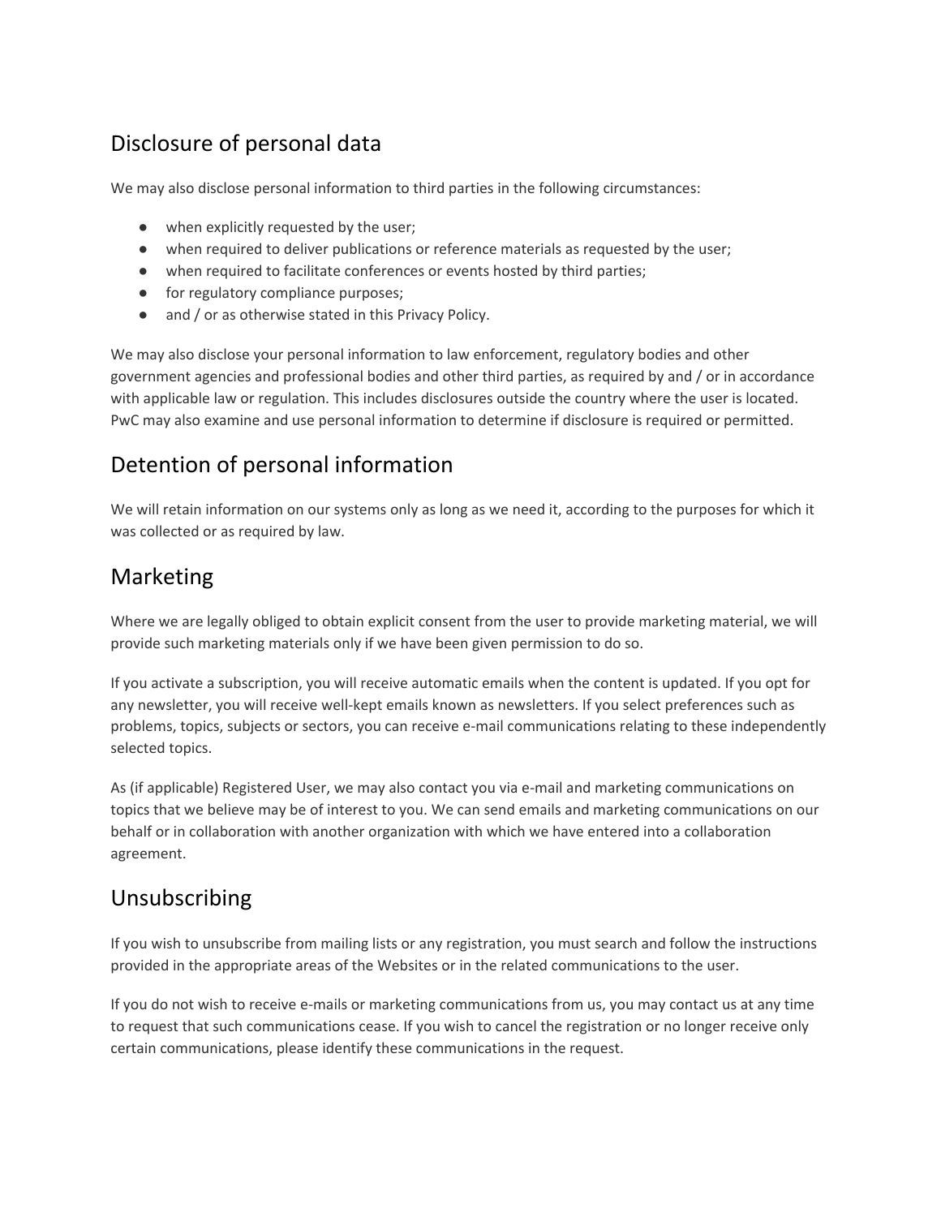## Disclosure of personal data

We may also disclose personal information to third parties in the following circumstances:

- when explicitly requested by the user;
- when required to deliver publications or reference materials as requested by the user;
- when required to facilitate conferences or events hosted by third parties;
- for regulatory compliance purposes;
- and / or as otherwise stated in this Privacy Policy.

We may also disclose your personal information to law enforcement, regulatory bodies and other government agencies and professional bodies and other third parties, as required by and / or in accordance with applicable law or regulation. This includes disclosures outside the country where the user is located. PwC may also examine and use personal information to determine if disclosure is required or permitted.

## Detention of personal information

We will retain information on our systems only as long as we need it, according to the purposes for which it was collected or as required by law.

## Marketing

Where we are legally obliged to obtain explicit consent from the user to provide marketing material, we will provide such marketing materials only if we have been given permission to do so.

If you activate a subscription, you will receive automatic emails when the content is updated. If you opt for any newsletter, you will receive well-kept emails known as newsletters. If you select preferences such as problems, topics, subjects or sectors, you can receive e-mail communications relating to these independently selected topics.

As (if applicable) Registered User, we may also contact you via e-mail and marketing communications on topics that we believe may be of interest to you. We can send emails and marketing communications on our behalf or in collaboration with another organization with which we have entered into a collaboration agreement.

## Unsubscribing

If you wish to unsubscribe from mailing lists or any registration, you must search and follow the instructions provided in the appropriate areas of the Websites or in the related communications to the user.

If you do not wish to receive e-mails or marketing communications from us, you may contact us at any time to request that such communications cease. If you wish to cancel the registration or no longer receive only certain communications, please identify these communications in the request.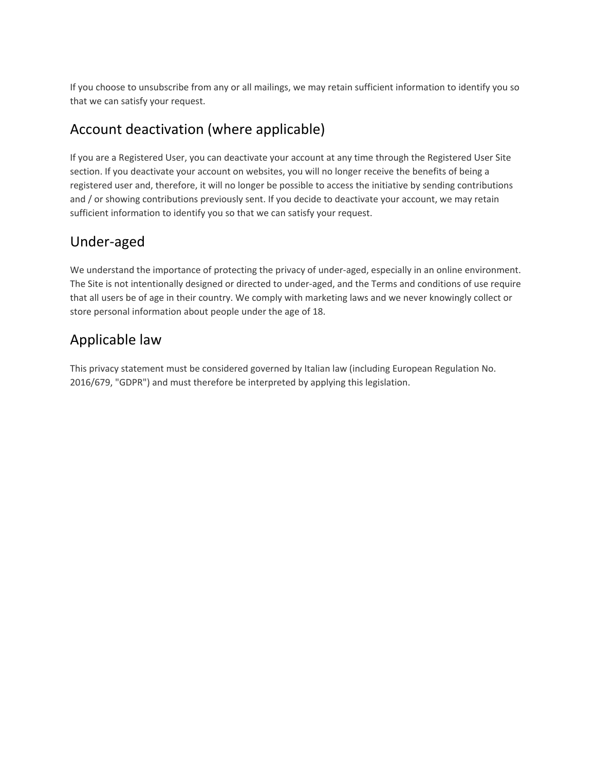If you choose to unsubscribe from any or all mailings, we may retain sufficient information to identify you so that we can satisfy your request.

## Account deactivation (where applicable)

If you are a Registered User, you can deactivate your account at any time through the Registered User Site section. If you deactivate your account on websites, you will no longer receive the benefits of being a registered user and, therefore, it will no longer be possible to access the initiative by sending contributions and / or showing contributions previously sent. If you decide to deactivate your account, we may retain sufficient information to identify you so that we can satisfy your request.

## Under-aged

We understand the importance of protecting the privacy of under-aged, especially in an online environment. The Site is not intentionally designed or directed to under-aged, and the Terms and conditions of use require that all users be of age in their country. We comply with marketing laws and we never knowingly collect or store personal information about people under the age of 18.

## Applicable law

This privacy statement must be considered governed by Italian law (including European Regulation No. 2016/679, "GDPR") and must therefore be interpreted by applying this legislation.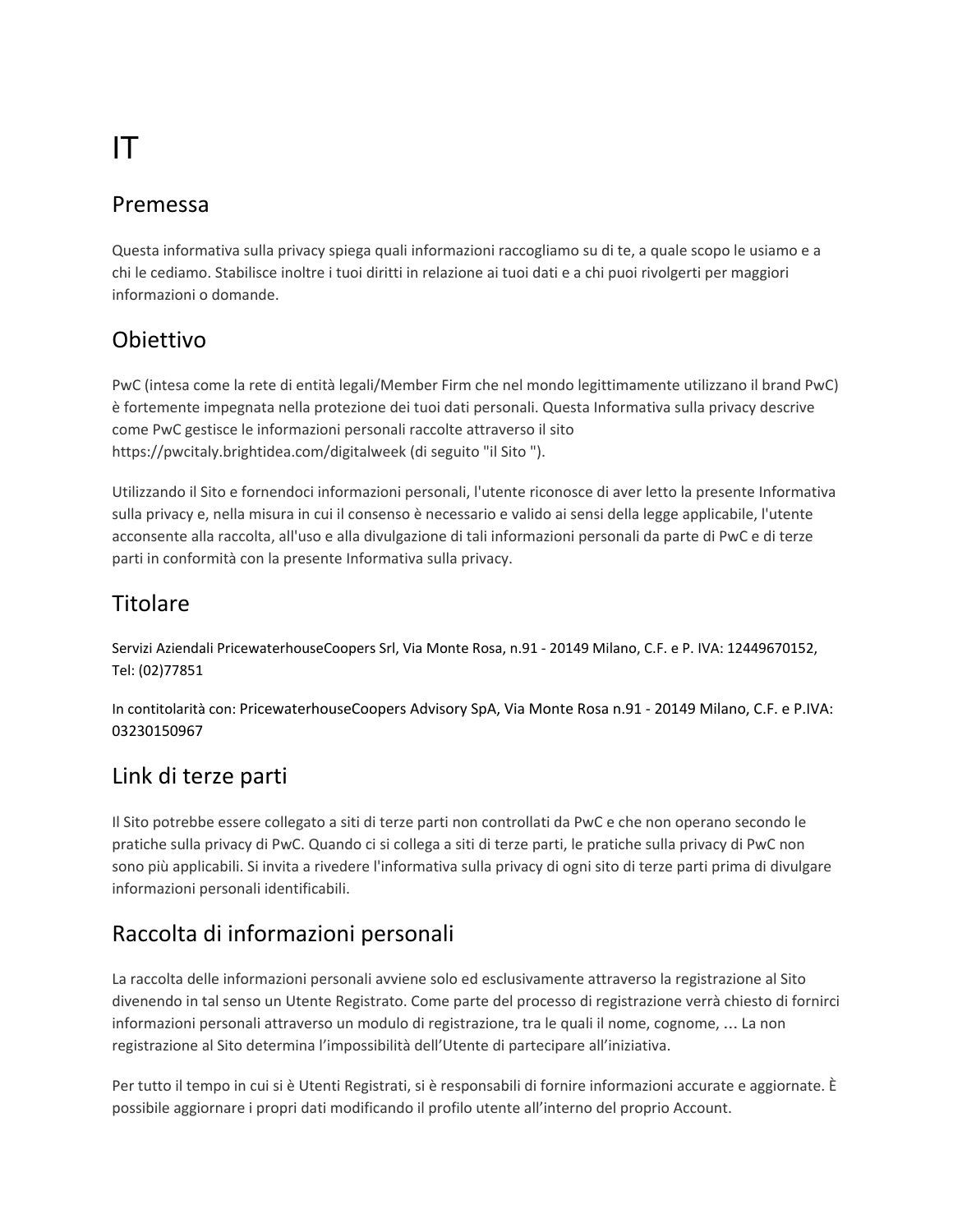# IT

## Premessa

Questa informativa sulla privacy spiega quali informazioni raccogliamo su di te, a quale scopo le usiamo e a chi le cediamo. Stabilisce inoltre i tuoi diritti in relazione ai tuoi dati e a chi puoi rivolgerti per maggiori informazioni o domande.

## Obiettivo

PwC (intesa come la rete di entità legali/Member Firm che nel mondo legittimamente utilizzano il brand PwC) è fortemente impegnata nella protezione dei tuoi dati personali. Questa Informativa sulla privacy descrive come PwC gestisce le informazioni personali raccolte attraverso il sito https://pwcitaly.brightidea.com/digitalweek (di seguito "il Sito ").

Utilizzando il Sito e fornendoci informazioni personali, l'utente riconosce di aver letto la presente Informativa sulla privacy e, nella misura in cui il consenso è necessario e valido ai sensi della legge applicabile, l'utente acconsente alla raccolta, all'uso e alla divulgazione di tali informazioni personali da parte di PwC e di terze parti in conformità con la presente Informativa sulla privacy.

## Titolare

Servizi Aziendali PricewaterhouseCoopers Srl, Via Monte Rosa, n.91 - 20149 Milano, C.F. e P. IVA: 12449670152, Tel: (02)77851

In contitolarità con: PricewaterhouseCoopers Advisory SpA, Via Monte Rosa n.91 - 20149 Milano, C.F. e P.IVA: 03230150967

## Link di terze parti

Il Sito potrebbe essere collegato a siti di terze parti non controllati da PwC e che non operano secondo le pratiche sulla privacy di PwC. Quando ci si collega a siti di terze parti, le pratiche sulla privacy di PwC non sono più applicabili. Si invita a rivedere l'informativa sulla privacy di ogni sito di terze parti prima di divulgare informazioni personali identificabili.

## Raccolta di informazioni personali

La raccolta delle informazioni personali avviene solo ed esclusivamente attraverso la registrazione al Sito divenendo in tal senso un Utente Registrato. Come parte del processo di registrazione verrà chiesto di fornirci informazioni personali attraverso un modulo di registrazione, tra le quali il nome, cognome, … La non registrazione al Sito determina l'impossibilità dell'Utente di partecipare all'iniziativa.

Per tutto il tempo in cui si è Utenti Registrati, si è responsabili di fornire informazioni accurate e aggiornate. È possibile aggiornare i propri dati modificando il profilo utente all'interno del proprio Account.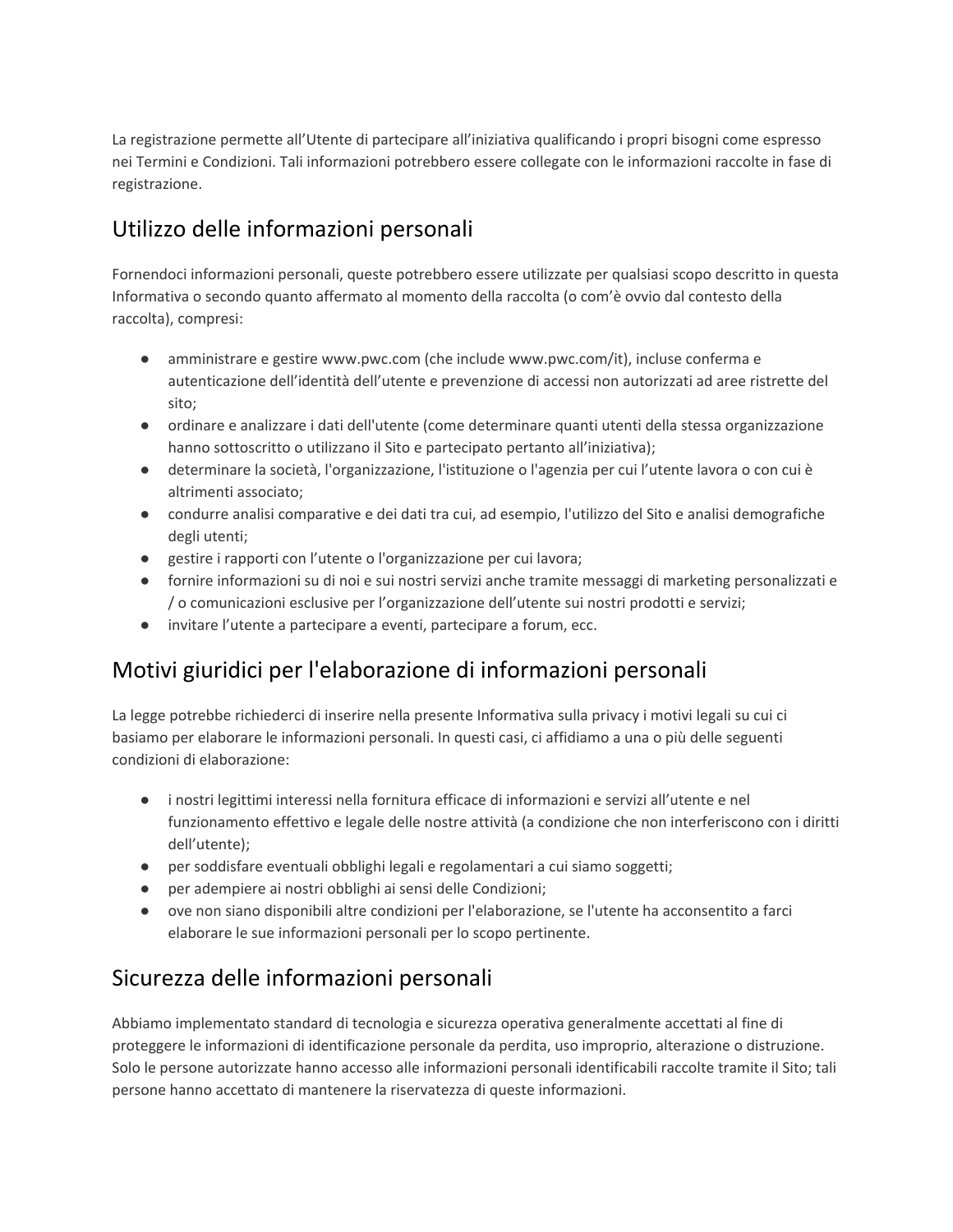La registrazione permette all'Utente di partecipare all'iniziativa qualificando i propri bisogni come espresso nei Termini e Condizioni. Tali informazioni potrebbero essere collegate con le informazioni raccolte in fase di registrazione.

## Utilizzo delle informazioni personali

Fornendoci informazioni personali, queste potrebbero essere utilizzate per qualsiasi scopo descritto in questa Informativa o secondo quanto affermato al momento della raccolta (o com'è ovvio dal contesto della raccolta), compresi:

- amministrare e gestire www.pwc.com (che include www.pwc.com/it), incluse conferma e autenticazione dell'identità dell'utente e prevenzione di accessi non autorizzati ad aree ristrette del sito;
- ordinare e analizzare i dati dell'utente (come determinare quanti utenti della stessa organizzazione hanno sottoscritto o utilizzano il Sito e partecipato pertanto all'iniziativa);
- determinare la società, l'organizzazione, l'istituzione o l'agenzia per cui l'utente lavora o con cui è altrimenti associato;
- condurre analisi comparative e dei dati tra cui, ad esempio, l'utilizzo del Sito e analisi demografiche degli utenti;
- gestire i rapporti con l'utente o l'organizzazione per cui lavora;
- fornire informazioni su di noi e sui nostri servizi anche tramite messaggi di marketing personalizzati e / o comunicazioni esclusive per l'organizzazione dell'utente sui nostri prodotti e servizi;
- invitare l'utente a partecipare a eventi, partecipare a forum, ecc.

## Motivi giuridici per l'elaborazione di informazioni personali

La legge potrebbe richiederci di inserire nella presente Informativa sulla privacy i motivi legali su cui ci basiamo per elaborare le informazioni personali. In questi casi, ci affidiamo a una o più delle seguenti condizioni di elaborazione:

- i nostri legittimi interessi nella fornitura efficace di informazioni e servizi all'utente e nel funzionamento effettivo e legale delle nostre attività (a condizione che non interferiscono con i diritti dell'utente);
- per soddisfare eventuali obblighi legali e regolamentari a cui siamo soggetti;
- per adempiere ai nostri obblighi ai sensi delle Condizioni;
- ove non siano disponibili altre condizioni per l'elaborazione, se l'utente ha acconsentito a farci elaborare le sue informazioni personali per lo scopo pertinente.

## Sicurezza delle informazioni personali

Abbiamo implementato standard di tecnologia e sicurezza operativa generalmente accettati al fine di proteggere le informazioni di identificazione personale da perdita, uso improprio, alterazione o distruzione. Solo le persone autorizzate hanno accesso alle informazioni personali identificabili raccolte tramite il Sito; tali persone hanno accettato di mantenere la riservatezza di queste informazioni.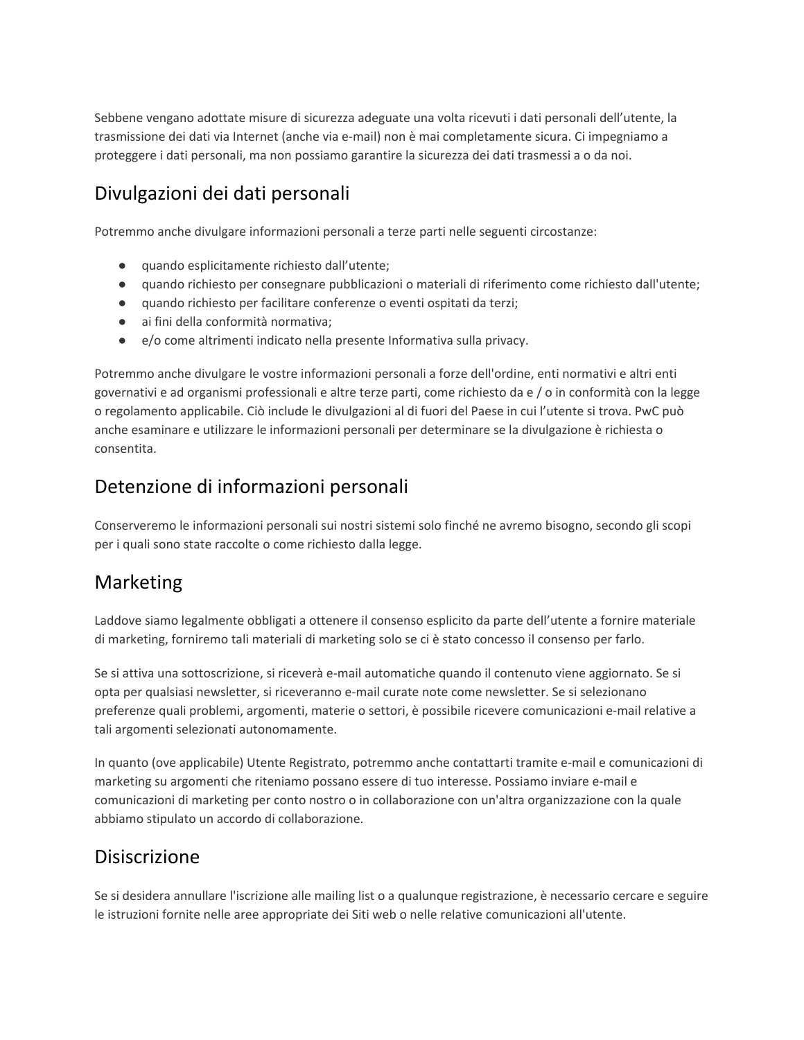Sebbene vengano adottate misure di sicurezza adeguate una volta ricevuti i dati personali dell'utente, la trasmissione dei dati via Internet (anche via e-mail) non è mai completamente sicura. Ci impegniamo a proteggere i dati personali, ma non possiamo garantire la sicurezza dei dati trasmessi a o da noi.

## Divulgazioni dei dati personali

Potremmo anche divulgare informazioni personali a terze parti nelle seguenti circostanze:

- quando esplicitamente richiesto dall'utente;
- quando richiesto per consegnare pubblicazioni o materiali di riferimento come richiesto dall'utente;
- quando richiesto per facilitare conferenze o eventi ospitati da terzi;
- ai fini della conformità normativa;
- e/o come altrimenti indicato nella presente Informativa sulla privacy.

Potremmo anche divulgare le vostre informazioni personali a forze dell'ordine, enti normativi e altri enti governativi e ad organismi professionali e altre terze parti, come richiesto da e / o in conformità con la legge o regolamento applicabile. Ciò include le divulgazioni al di fuori del Paese in cui l'utente si trova. PwC può anche esaminare e utilizzare le informazioni personali per determinare se la divulgazione è richiesta o consentita.

## Detenzione di informazioni personali

Conserveremo le informazioni personali sui nostri sistemi solo finché ne avremo bisogno, secondo gli scopi per i quali sono state raccolte o come richiesto dalla legge.

## Marketing

Laddove siamo legalmente obbligati a ottenere il consenso esplicito da parte dell'utente a fornire materiale di marketing, forniremo tali materiali di marketing solo se ci è stato concesso il consenso per farlo.

Se si attiva una sottoscrizione, si riceverà e-mail automatiche quando il contenuto viene aggiornato. Se si opta per qualsiasi newsletter, si riceveranno e-mail curate note come newsletter. Se si selezionano preferenze quali problemi, argomenti, materie o settori, è possibile ricevere comunicazioni e-mail relative a tali argomenti selezionati autonomamente.

In quanto (ove applicabile) Utente Registrato, potremmo anche contattarti tramite e-mail e comunicazioni di marketing su argomenti che riteniamo possano essere di tuo interesse. Possiamo inviare e-mail e comunicazioni di marketing per conto nostro o in collaborazione con un'altra organizzazione con la quale abbiamo stipulato un accordo di collaborazione.

## Disiscrizione

Se si desidera annullare l'iscrizione alle mailing list o a qualunque registrazione, è necessario cercare e seguire le istruzioni fornite nelle aree appropriate dei Siti web o nelle relative comunicazioni all'utente.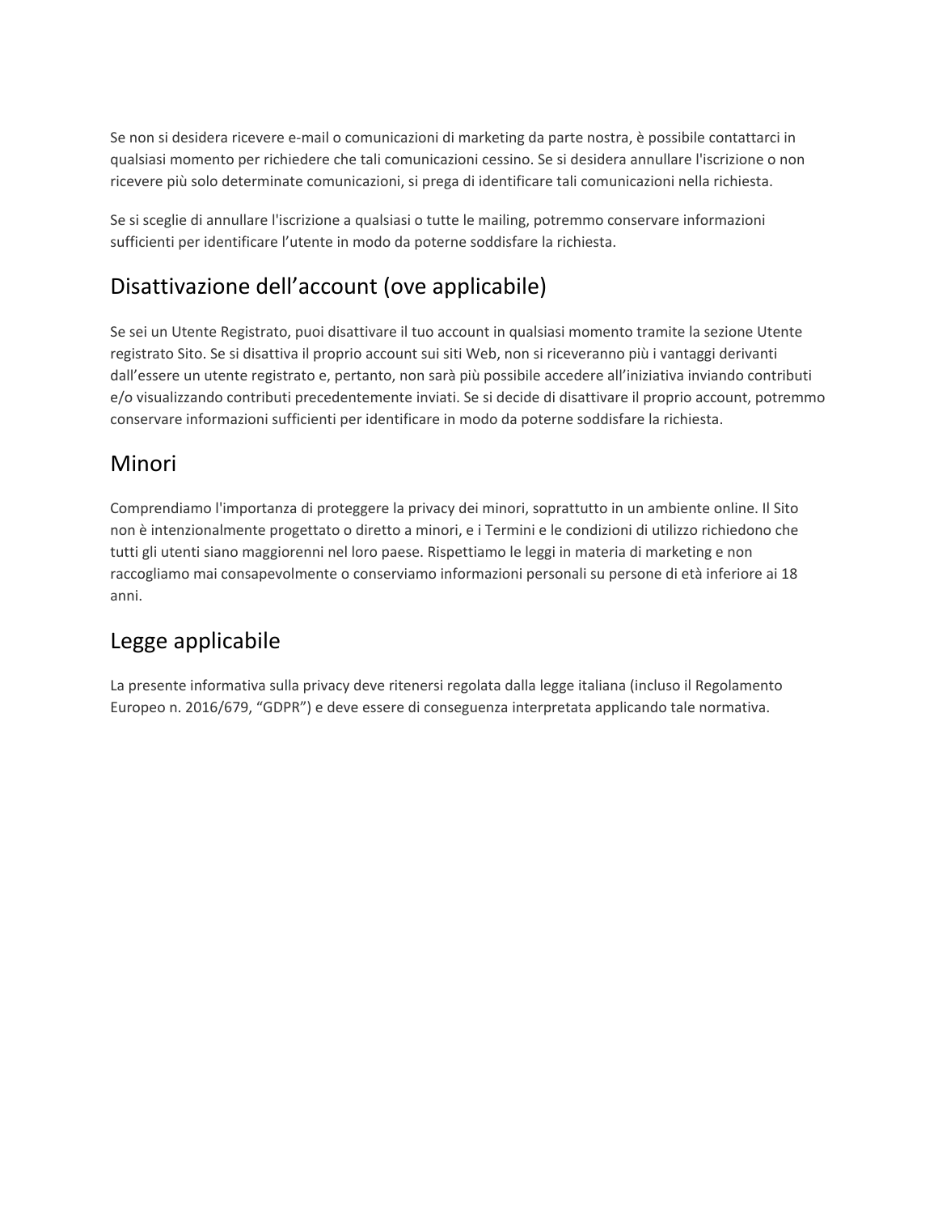Se non si desidera ricevere e-mail o comunicazioni di marketing da parte nostra, è possibile contattarci in qualsiasi momento per richiedere che tali comunicazioni cessino. Se si desidera annullare l'iscrizione o non ricevere più solo determinate comunicazioni, si prega di identificare tali comunicazioni nella richiesta.

Se si sceglie di annullare l'iscrizione a qualsiasi o tutte le mailing, potremmo conservare informazioni sufficienti per identificare l'utente in modo da poterne soddisfare la richiesta.

## Disattivazione dell'account (ove applicabile)

Se sei un Utente Registrato, puoi disattivare il tuo account in qualsiasi momento tramite la sezione Utente registrato Sito. Se si disattiva il proprio account sui siti Web, non si riceveranno più i vantaggi derivanti dall'essere un utente registrato e, pertanto, non sarà più possibile accedere all'iniziativa inviando contributi e/o visualizzando contributi precedentemente inviati. Se si decide di disattivare il proprio account, potremmo conservare informazioni sufficienti per identificare in modo da poterne soddisfare la richiesta.

## Minori

Comprendiamo l'importanza di proteggere la privacy dei minori, soprattutto in un ambiente online. Il Sito non è intenzionalmente progettato o diretto a minori, e i Termini e le condizioni di utilizzo richiedono che tutti gli utenti siano maggiorenni nel loro paese. Rispettiamo le leggi in materia di marketing e non raccogliamo mai consapevolmente o conserviamo informazioni personali su persone di età inferiore ai 18 anni.

## Legge applicabile

La presente informativa sulla privacy deve ritenersi regolata dalla legge italiana (incluso il Regolamento Europeo n. 2016/679, "GDPR") e deve essere di conseguenza interpretata applicando tale normativa.